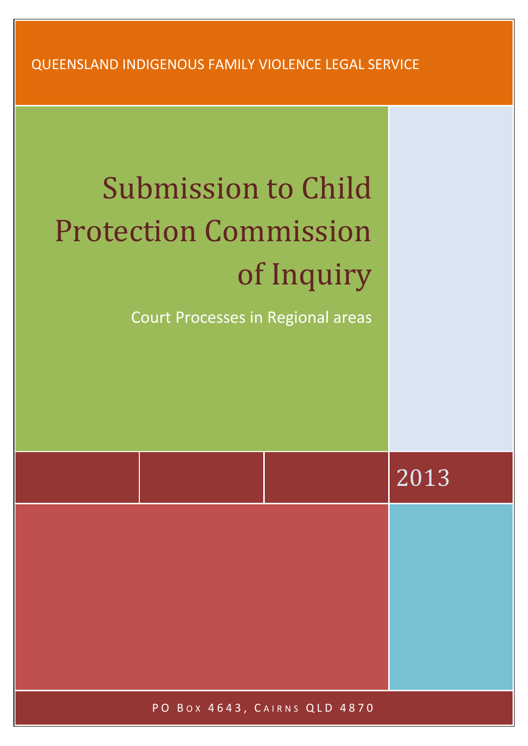QUEENSLAND INDIGENOUS FAMILY VIOLENCE LEGAL SERVICE

# Submission to Child Protection Commission of Inquiry

Court Processes in Regional areas

2013

PO Box 4643, Cairns QLD 4870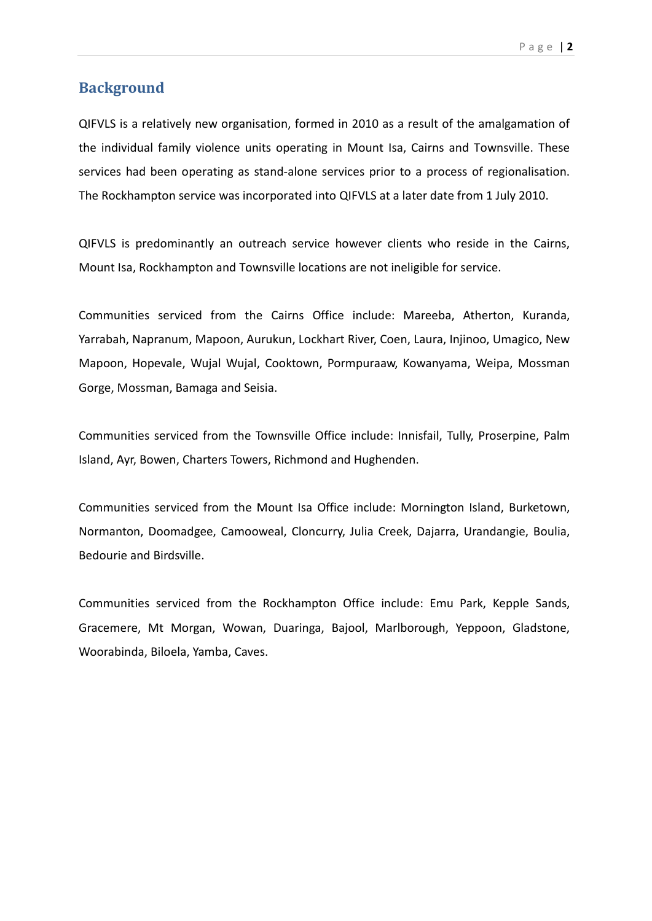## Background

QIFVLS is a relatively new organisation, formed in 2010 as a result of the amalgamation of the individual family violence units operating in Mount Isa, Cairns and Townsville. These services had been operating as stand-alone services prior to a process of regionalisation. The Rockhampton service was incorporated into QIFVLS at a later date from 1 July 2010.

QIFVLS is predominantly an outreach service however clients who reside in the Cairns, Mount Isa, Rockhampton and Townsville locations are not ineligible for service.

Communities serviced from the Cairns Office include: Mareeba, Atherton, Kuranda, Yarrabah, Napranum, Mapoon, Aurukun, Lockhart River, Coen, Laura, Injinoo, Umagico, New Mapoon, Hopevale, Wujal Wujal, Cooktown, Pormpuraaw, Kowanyama, Weipa, Mossman Gorge, Mossman, Bamaga and Seisia.

Communities serviced from the Townsville Office include: Innisfail, Tully, Proserpine, Palm Island, Ayr, Bowen, Charters Towers, Richmond and Hughenden.

Communities serviced from the Mount Isa Office include: Mornington Island, Burketown, Normanton, Doomadgee, Camooweal, Cloncurry, Julia Creek, Dajarra, Urandangie, Boulia, Bedourie and Birdsville.

Communities serviced from the Rockhampton Office include: Emu Park, Kepple Sands, Gracemere, Mt Morgan, Wowan, Duaringa, Bajool, Marlborough, Yeppoon, Gladstone, Woorabinda, Biloela, Yamba, Caves.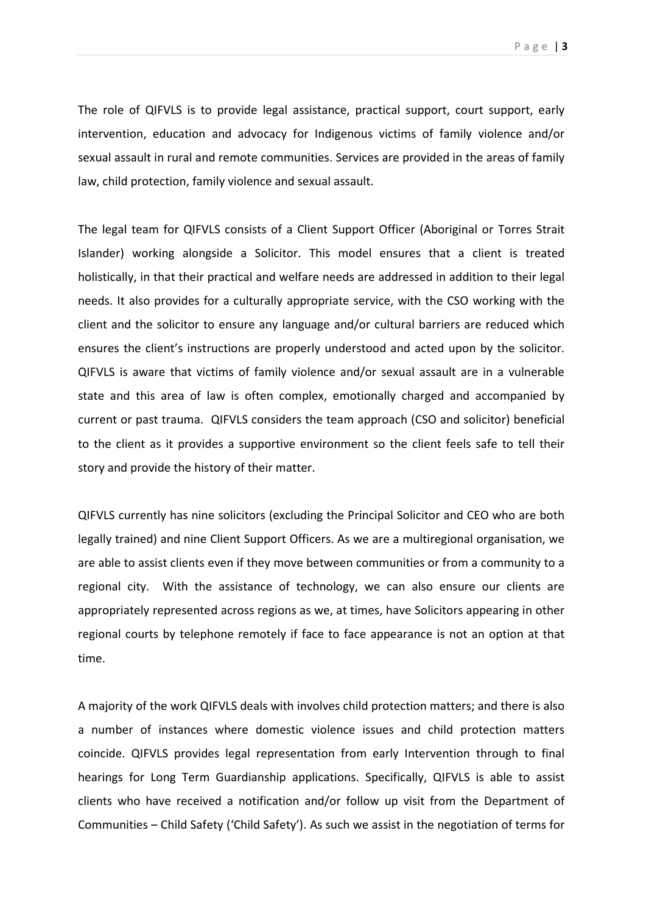The role of QIFVLS is to provide legal assistance, practical support, court support, early intervention, education and advocacy for Indigenous victims of family violence and/or sexual assault in rural and remote communities. Services are provided in the areas of family law, child protection, family violence and sexual assault.

The legal team for QIFVLS consists of a Client Support Officer (Aboriginal or Torres Strait Islander) working alongside a Solicitor. This model ensures that a client is treated holistically, in that their practical and welfare needs are addressed in addition to their legal needs. It also provides for a culturally appropriate service, with the CSO working with the client and the solicitor to ensure any language and/or cultural barriers are reduced which ensures the client's instructions are properly understood and acted upon by the solicitor. QIFVLS is aware that victims of family violence and/or sexual assault are in a vulnerable state and this area of law is often complex, emotionally charged and accompanied by current or past trauma. QIFVLS considers the team approach (CSO and solicitor) beneficial to the client as it provides a supportive environment so the client feels safe to tell their story and provide the history of their matter.

QIFVLS currently has nine solicitors (excluding the Principal Solicitor and CEO who are both legally trained) and nine Client Support Officers. As we are a multiregional organisation, we are able to assist clients even if they move between communities or from a community to a regional city. With the assistance of technology, we can also ensure our clients are appropriately represented across regions as we, at times, have Solicitors appearing in other regional courts by telephone remotely if face to face appearance is not an option at that time.

A majority of the work QIFVLS deals with involves child protection matters; and there is also a number of instances where domestic violence issues and child protection matters coincide. QIFVLS provides legal representation from early Intervention through to final hearings for Long Term Guardianship applications. Specifically, QIFVLS is able to assist clients who have received a notification and/or follow up visit from the Department of Communities – Child Safety ('Child Safety'). As such we assist in the negotiation of terms for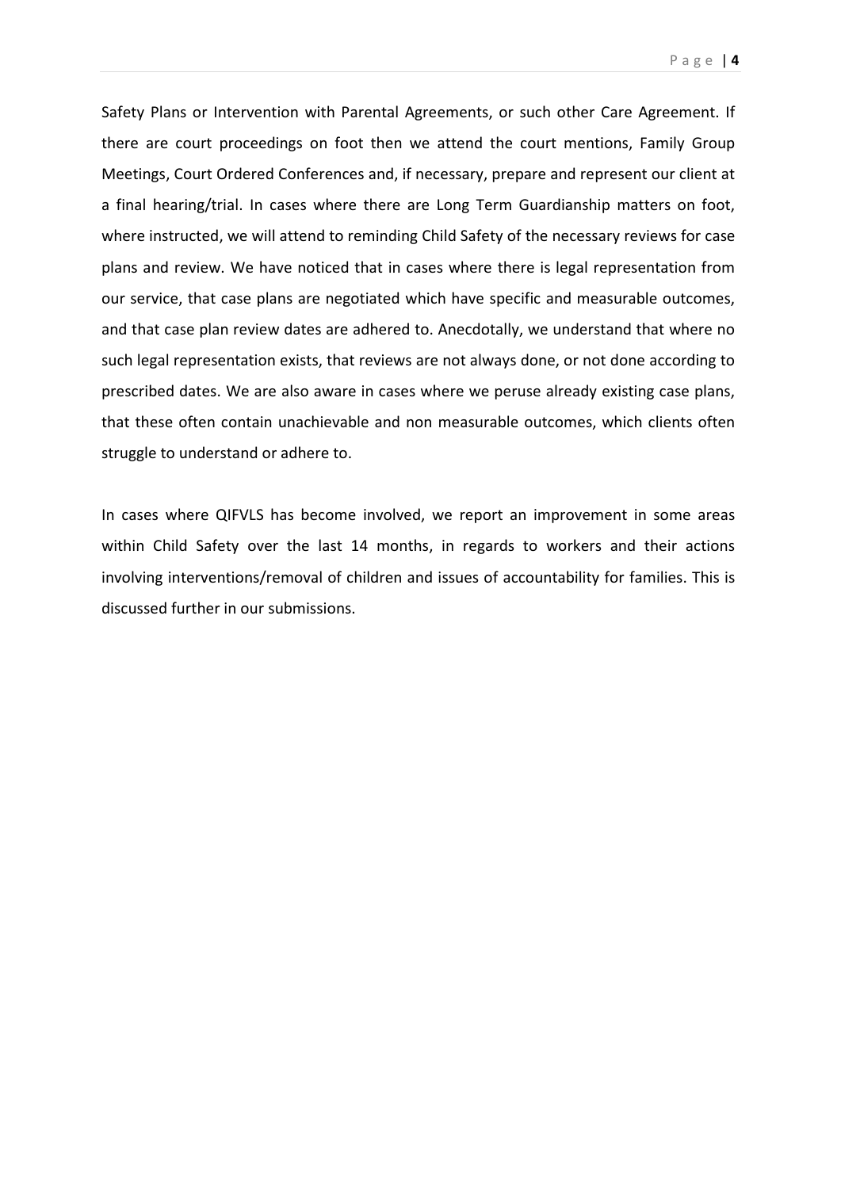Safety Plans or Intervention with Parental Agreements, or such other Care Agreement. If there are court proceedings on foot then we attend the court mentions, Family Group Meetings, Court Ordered Conferences and, if necessary, prepare and represent our client at a final hearing/trial. In cases where there are Long Term Guardianship matters on foot, where instructed, we will attend to reminding Child Safety of the necessary reviews for case plans and review. We have noticed that in cases where there is legal representation from our service, that case plans are negotiated which have specific and measurable outcomes, and that case plan review dates are adhered to. Anecdotally, we understand that where no such legal representation exists, that reviews are not always done, or not done according to prescribed dates. We are also aware in cases where we peruse already existing case plans, that these often contain unachievable and non measurable outcomes, which clients often struggle to understand or adhere to.

In cases where QIFVLS has become involved, we report an improvement in some areas within Child Safety over the last 14 months, in regards to workers and their actions involving interventions/removal of children and issues of accountability for families. This is discussed further in our submissions.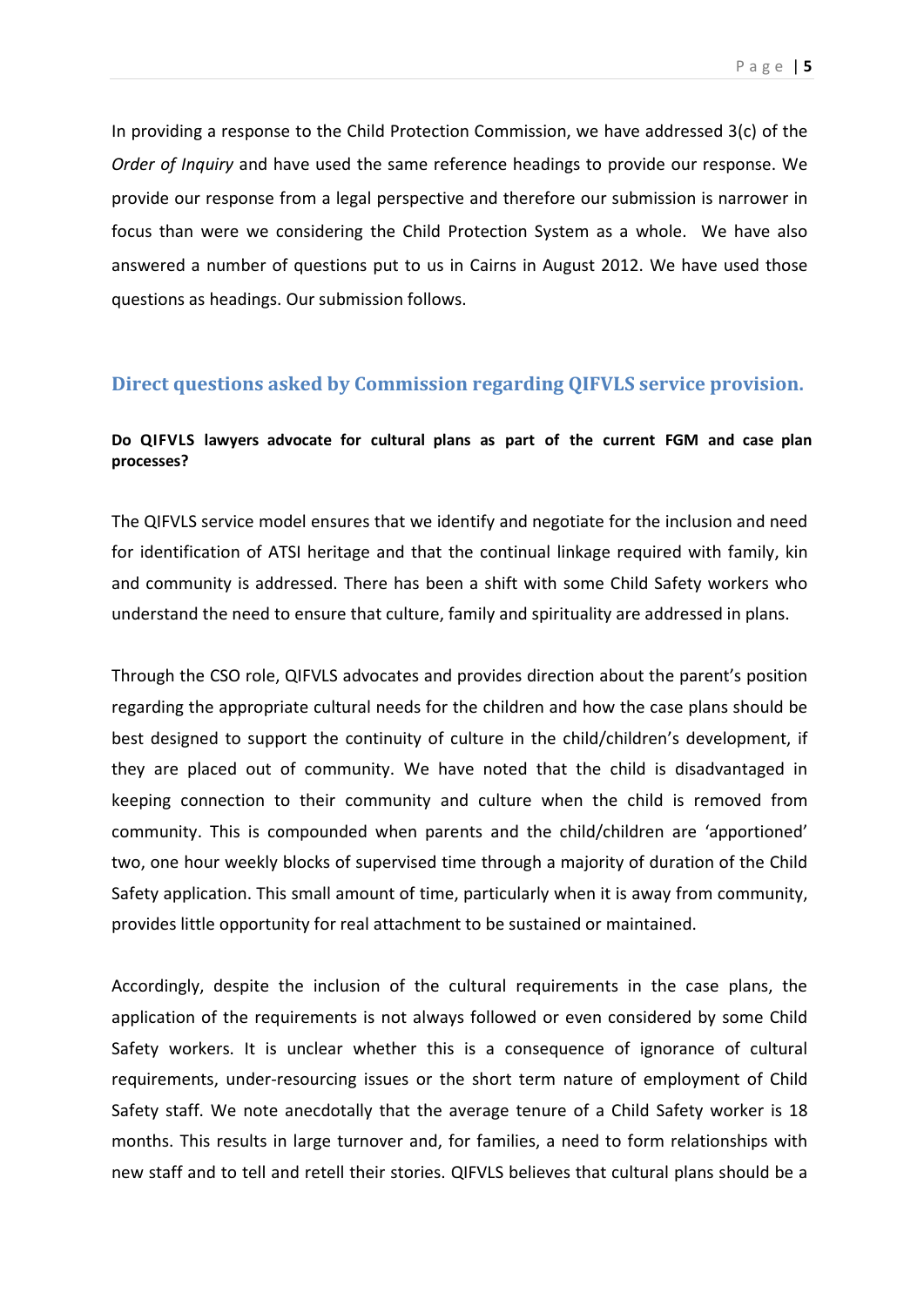In providing a response to the Child Protection Commission, we have addressed 3(c) of the *Order of Inquiry* and have used the same reference headings to provide our response. We provide our response from a legal perspective and therefore our submission is narrower in focus than were we considering the Child Protection System as a whole. We have also answered a number of questions put to us in Cairns in August 2012. We have used those questions as headings. Our submission follows.

## Direct questions asked by Commission regarding QIFVLS service provision.

**Do QIFVLS lawyers advocate for cultural plans as part of the current FGM and case plan processes?**

The QIFVLS service model ensures that we identify and negotiate for the inclusion and need for identification of ATSI heritage and that the continual linkage required with family, kin and community is addressed. There has been a shift with some Child Safety workers who understand the need to ensure that culture, family and spirituality are addressed in plans.

Through the CSO role, QIFVLS advocates and provides direction about the parent's position regarding the appropriate cultural needs for the children and how the case plans should be best designed to support the continuity of culture in the child/children's development, if they are placed out of community. We have noted that the child is disadvantaged in keeping connection to their community and culture when the child is removed from community. This is compounded when parents and the child/children are 'apportioned' two, one hour weekly blocks of supervised time through a majority of duration of the Child Safety application. This small amount of time, particularly when it is away from community, provides little opportunity for real attachment to be sustained or maintained.

Accordingly, despite the inclusion of the cultural requirements in the case plans, the application of the requirements is not always followed or even considered by some Child Safety workers. It is unclear whether this is a consequence of ignorance of cultural requirements, under-resourcing issues or the short term nature of employment of Child Safety staff. We note anecdotally that the average tenure of a Child Safety worker is 18 months. This results in large turnover and, for families, a need to form relationships with new staff and to tell and retell their stories. QIFVLS believes that cultural plans should be a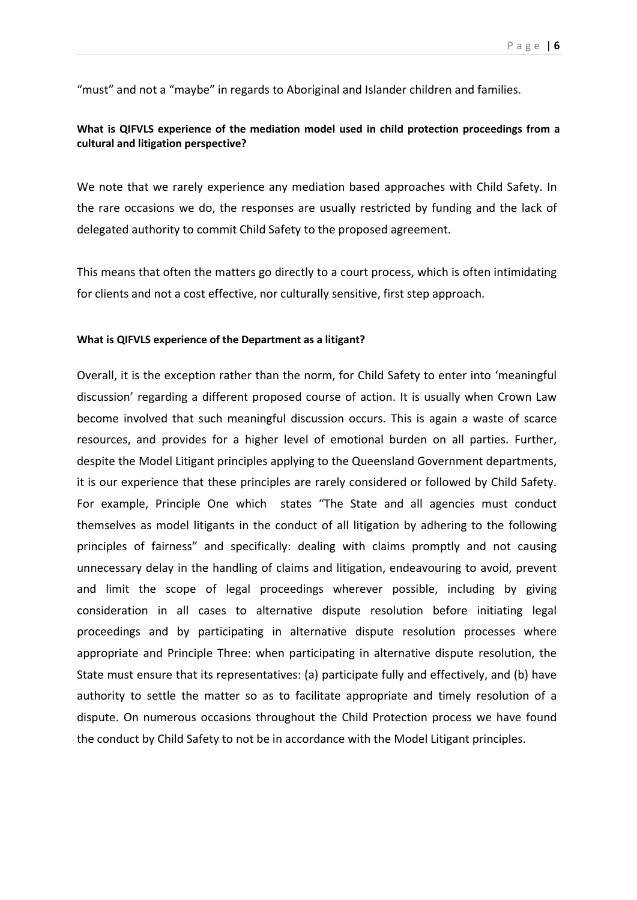"must" and not a "maybe" in regards to Aboriginal and Islander children and families.

**What is QIFVLS experience of the mediation model used in child protection proceedings from a cultural and litigation perspective?**

We note that we rarely experience any mediation based approaches with Child Safety. In the rare occasions we do, the responses are usually restricted by funding and the lack of delegated authority to commit Child Safety to the proposed agreement.

This means that often the matters go directly to a court process, which is often intimidating for clients and not a cost effective, nor culturally sensitive, first step approach.

**What is QIFVLS experience of the Department as a litigant?**

Overall, it is the exception rather than the norm, for Child Safety to enter into 'meaningful discussion' regarding a different proposed course of action. It is usually when Crown Law become involved that such meaningful discussion occurs. This is again a waste of scarce resources, and provides for a higher level of emotional burden on all parties. Further, despite the Model Litigant principles applying to the Queensland Government departments, it is our experience that these principles are rarely considered or followed by Child Safety. For example, Principle One which states "The State and all agencies must conduct themselves as model litigants in the conduct of all litigation by adhering to the following principles of fairness" and specifically: dealing with claims promptly and not causing unnecessary delay in the handling of claims and litigation, endeavouring to avoid, prevent and limit the scope of legal proceedings wherever possible, including by giving consideration in all cases to alternative dispute resolution before initiating legal proceedings and by participating in alternative dispute resolution processes where appropriate and Principle Three: when participating in alternative dispute resolution, the State must ensure that its representatives: (a) participate fully and effectively, and (b) have authority to settle the matter so as to facilitate appropriate and timely resolution of a dispute. On numerous occasions throughout the Child Protection process we have found the conduct by Child Safety to not be in accordance with the Model Litigant principles.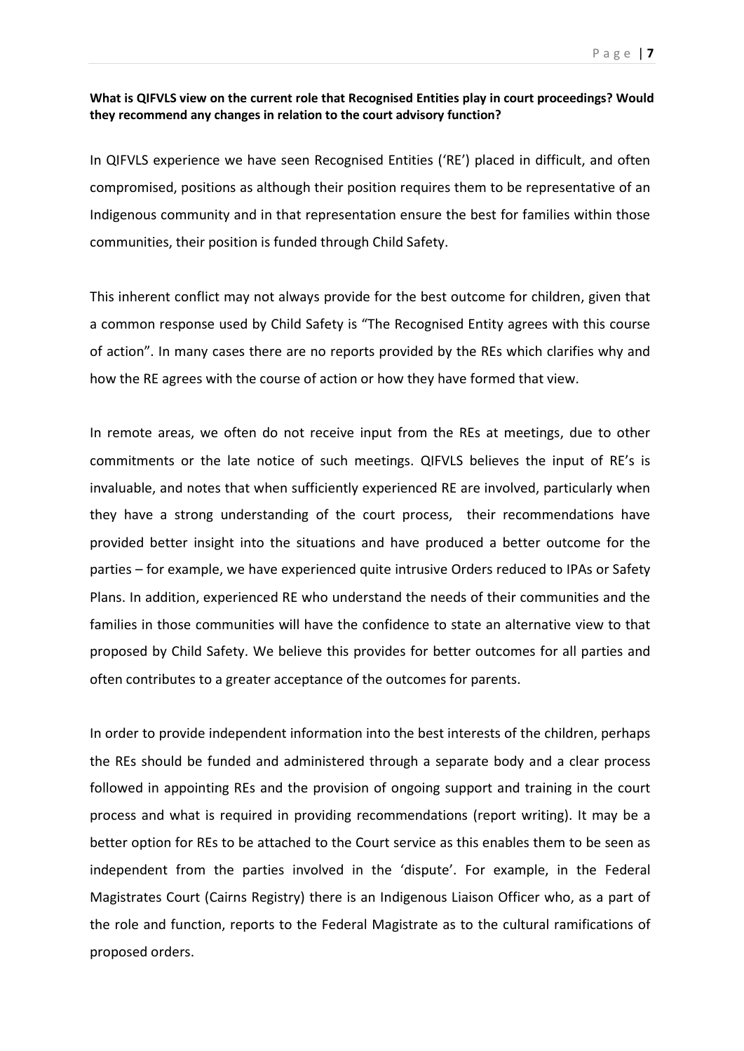**What is QIFVLS view on the current role that Recognised Entities play in court proceedings? Would they recommend any changes in relation to the court advisory function?**

In QIFVLS experience we have seen Recognised Entities ('RE') placed in difficult, and often compromised, positions as although their position requires them to be representative of an Indigenous community and in that representation ensure the best for families within those communities, their position is funded through Child Safety.

This inherent conflict may not always provide for the best outcome for children, given that a common response used by Child Safety is "The Recognised Entity agrees with this course of action". In many cases there are no reports provided by the REs which clarifies why and how the RE agrees with the course of action or how they have formed that view.

In remote areas, we often do not receive input from the REs at meetings, due to other commitments or the late notice of such meetings. QIFVLS believes the input of RE's is invaluable, and notes that when sufficiently experienced RE are involved, particularly when they have a strong understanding of the court process, their recommendations have provided better insight into the situations and have produced a better outcome for the parties – for example, we have experienced quite intrusive Orders reduced to IPAs or Safety Plans. In addition, experienced RE who understand the needs of their communities and the families in those communities will have the confidence to state an alternative view to that proposed by Child Safety. We believe this provides for better outcomes for all parties and often contributes to a greater acceptance of the outcomes for parents.

In order to provide independent information into the best interests of the children, perhaps the REs should be funded and administered through a separate body and a clear process followed in appointing REs and the provision of ongoing support and training in the court process and what is required in providing recommendations (report writing). It may be a better option for REs to be attached to the Court service as this enables them to be seen as independent from the parties involved in the 'dispute'. For example, in the Federal Magistrates Court (Cairns Registry) there is an Indigenous Liaison Officer who, as a part of the role and function, reports to the Federal Magistrate as to the cultural ramifications of proposed orders.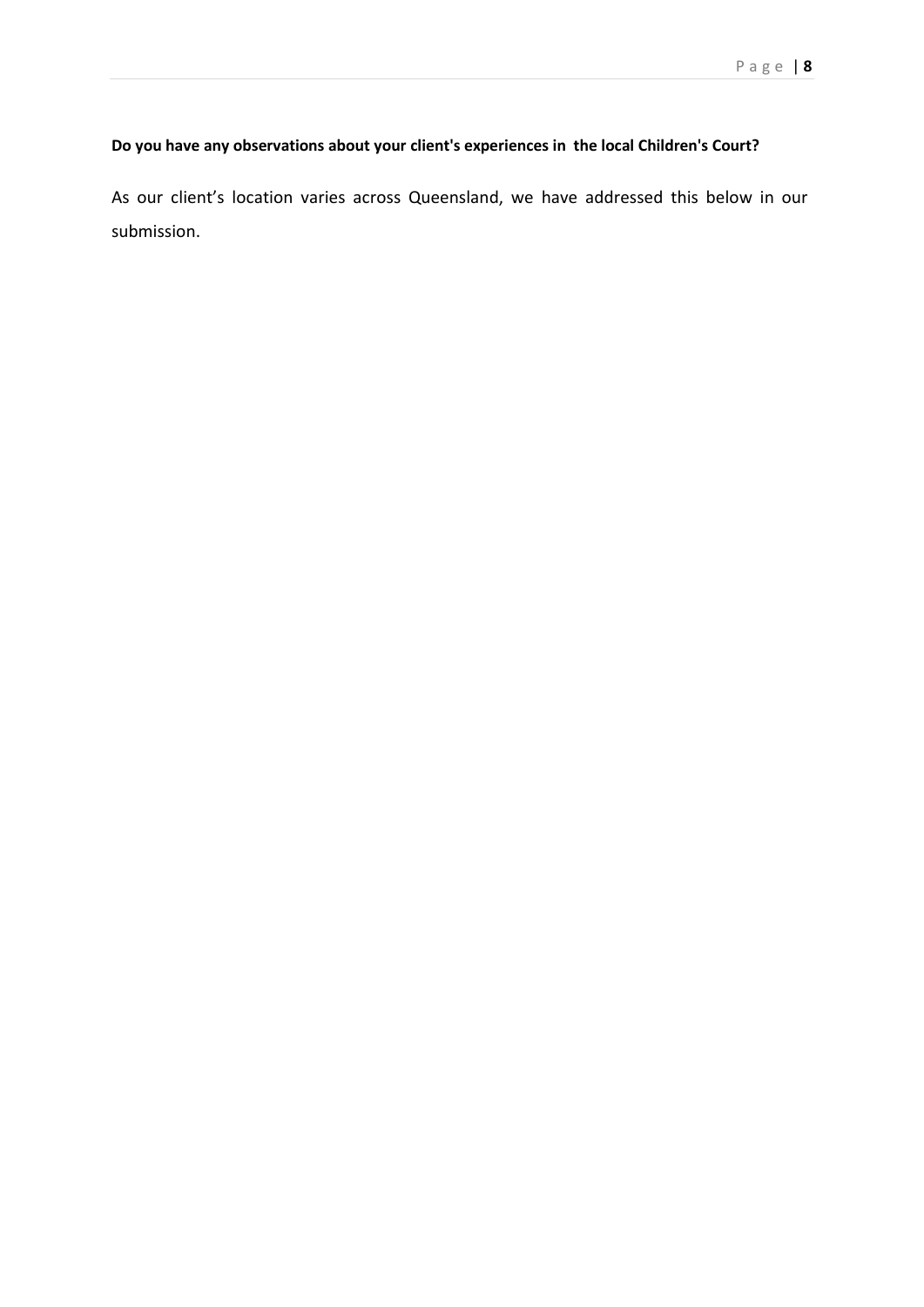**Do you have any observations about your client's experiences in the local Children's Court?**

As our client's location varies across Queensland, we have addressed this below in our submission.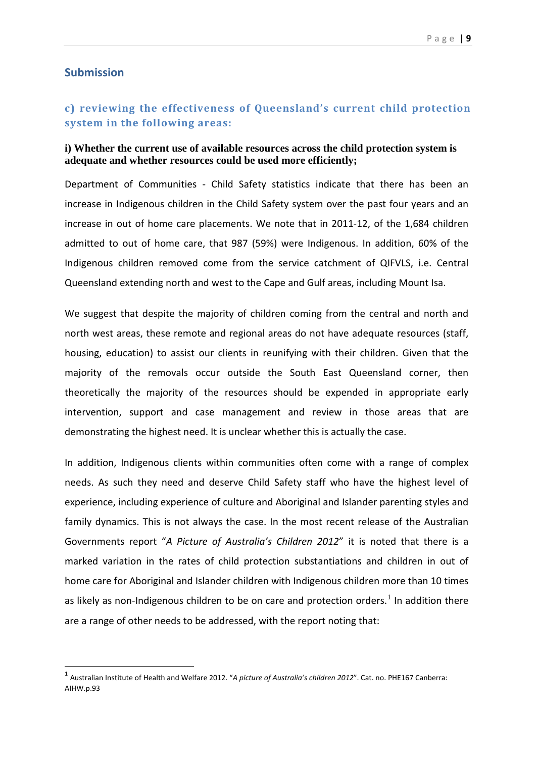## Submission

### c) reviewing the effectiveness of Queensland's current child protection system in the following areas:

**i) Whether the current use of available resources across the child protection system is adequate and whether resources could be used more efficiently;**

Department of Communities - Child Safety statistics indicate that there has been an increase in Indigenous children in the Child Safety system over the past four years and an increase in out of home care placements. We note that in 2011-12, of the 1,684 children admitted to out of home care, that 987 (59%) were Indigenous. In addition, 60% of the Indigenous children removed come from the service catchment of QIFVLS, i.e. Central Queensland extending north and west to the Cape and Gulf areas, including Mount Isa.

We suggest that despite the majority of children coming from the central and north and north west areas, these remote and regional areas do not have adequate resources (staff, housing, education) to assist our clients in reunifying with their children. Given that the majority of the removals occur outside the South East Queensland corner, then theoretically the majority of the resources should be expended in appropriate early intervention, support and case management and review in those areas that are demonstrating the highest need. It is unclear whether this is actually the case.

In addition, Indigenous clients within communities often come with a range of complex needs. As such they need and deserve Child Safety staff who have the highest level of experience, including experience of culture and Aboriginal and Islander parenting styles and family dynamics. This is not always the case. In the most recent release of the Australian Governments report "*A Picture of Australia's Children 2012*" it is noted that there is a marked variation in the rates of child protection substantiations and children in out of home care for Aboriginal and Islander children with Indigenous children more than 10 times as likely as non-Indigenous children to be on care and protection orders.[1] In addition there are a range of other needs to be addressed, with the report noting that:

---

[1] Australian Institute of Health and Welfare 2012. "*A picture of Australia's children 2012*". Cat. no. PHE167 Canberra: AIHW.p.93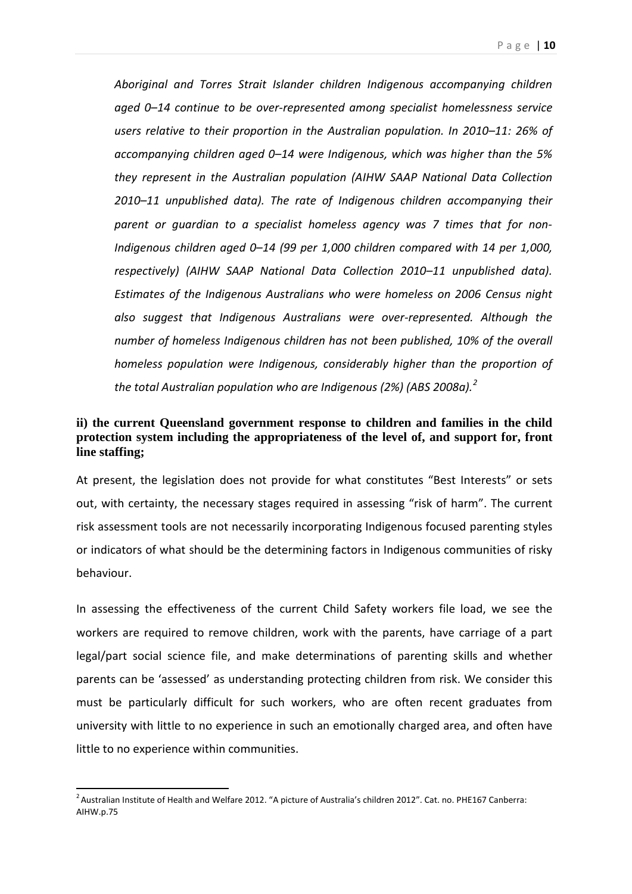*Aboriginal and Torres Strait Islander children Indigenous accompanying children aged 0–14 continue to be over-represented among specialist homelessness service users relative to their proportion in the Australian population. In 2010–11: 26% of accompanying children aged 0–14 were Indigenous, which was higher than the 5% they represent in the Australian population (AIHW SAAP National Data Collection 2010–11 unpublished data). The rate of Indigenous children accompanying their parent or guardian to a specialist homeless agency was 7 times that for non-Indigenous children aged 0–14 (99 per 1,000 children compared with 14 per 1,000, respectively) (AIHW SAAP National Data Collection 2010–11 unpublished data). Estimates of the Indigenous Australians who were homeless on 2006 Census night also suggest that Indigenous Australians were over-represented. Although the number of homeless Indigenous children has not been published, 10% of the overall homeless population were Indigenous, considerably higher than the proportion of the total Australian population who are Indigenous (2%) (ABS 2008a).*[2]

**ii) the current Queensland government response to children and families in the child protection system including the appropriateness of the level of, and support for, front line staffing;**

At present, the legislation does not provide for what constitutes "Best Interests" or sets out, with certainty, the necessary stages required in assessing "risk of harm". The current risk assessment tools are not necessarily incorporating Indigenous focused parenting styles or indicators of what should be the determining factors in Indigenous communities of risky behaviour.

In assessing the effectiveness of the current Child Safety workers file load, we see the workers are required to remove children, work with the parents, have carriage of a part legal/part social science file, and make determinations of parenting skills and whether parents can be 'assessed' as understanding protecting children from risk. We consider this must be particularly difficult for such workers, who are often recent graduates from university with little to no experience in such an emotionally charged area, and often have little to no experience within communities.

---

[2] Australian Institute of Health and Welfare 2012. "A picture of Australia's children 2012". Cat. no. PHE167 Canberra: AIHW.p.75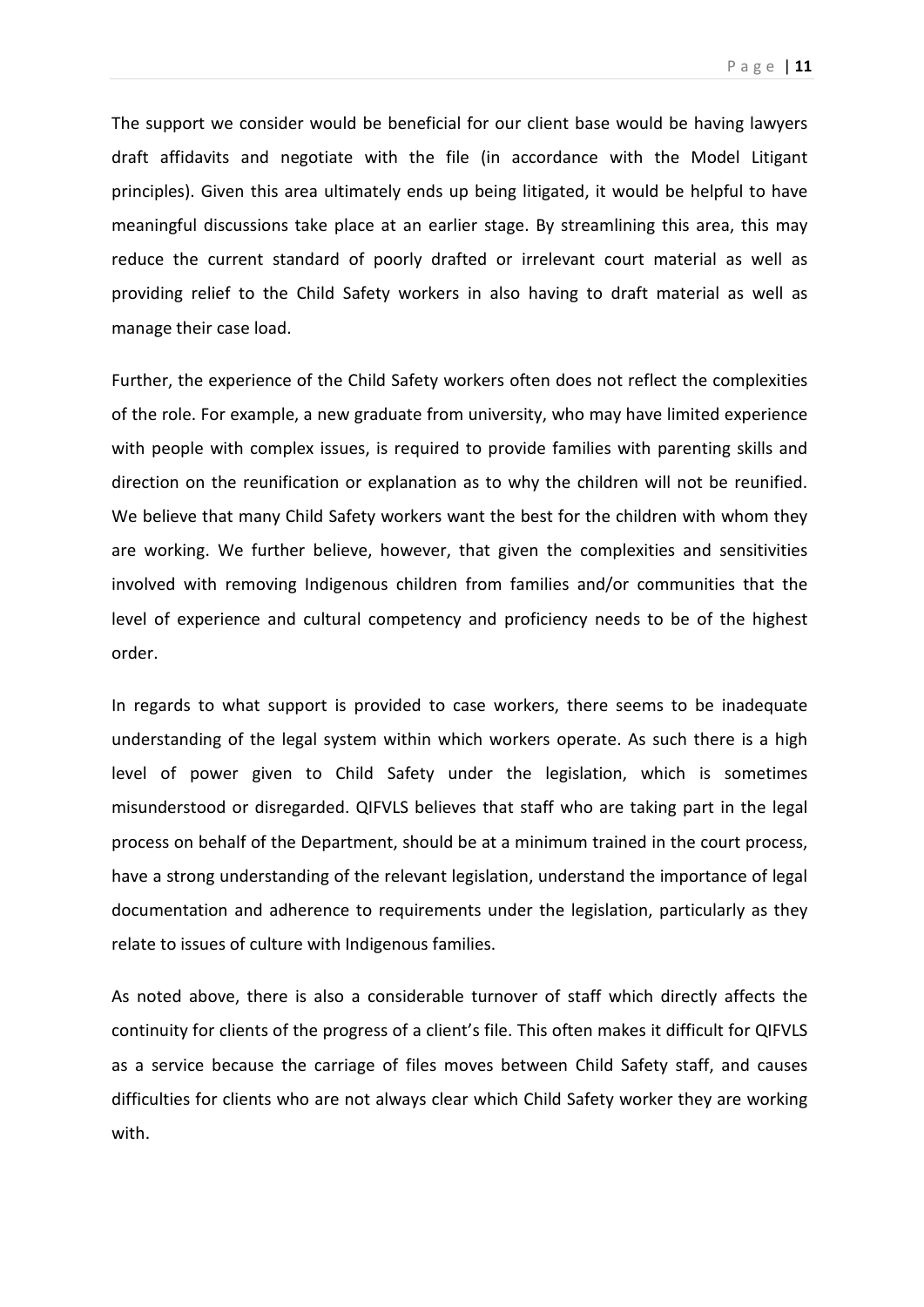The support we consider would be beneficial for our client base would be having lawyers draft affidavits and negotiate with the file (in accordance with the Model Litigant principles). Given this area ultimately ends up being litigated, it would be helpful to have meaningful discussions take place at an earlier stage. By streamlining this area, this may reduce the current standard of poorly drafted or irrelevant court material as well as providing relief to the Child Safety workers in also having to draft material as well as manage their case load.

Further, the experience of the Child Safety workers often does not reflect the complexities of the role. For example, a new graduate from university, who may have limited experience with people with complex issues, is required to provide families with parenting skills and direction on the reunification or explanation as to why the children will not be reunified. We believe that many Child Safety workers want the best for the children with whom they are working. We further believe, however, that given the complexities and sensitivities involved with removing Indigenous children from families and/or communities that the level of experience and cultural competency and proficiency needs to be of the highest order.

In regards to what support is provided to case workers, there seems to be inadequate understanding of the legal system within which workers operate. As such there is a high level of power given to Child Safety under the legislation, which is sometimes misunderstood or disregarded. QIFVLS believes that staff who are taking part in the legal process on behalf of the Department, should be at a minimum trained in the court process, have a strong understanding of the relevant legislation, understand the importance of legal documentation and adherence to requirements under the legislation, particularly as they relate to issues of culture with Indigenous families.

As noted above, there is also a considerable turnover of staff which directly affects the continuity for clients of the progress of a client's file. This often makes it difficult for QIFVLS as a service because the carriage of files moves between Child Safety staff, and causes difficulties for clients who are not always clear which Child Safety worker they are working with.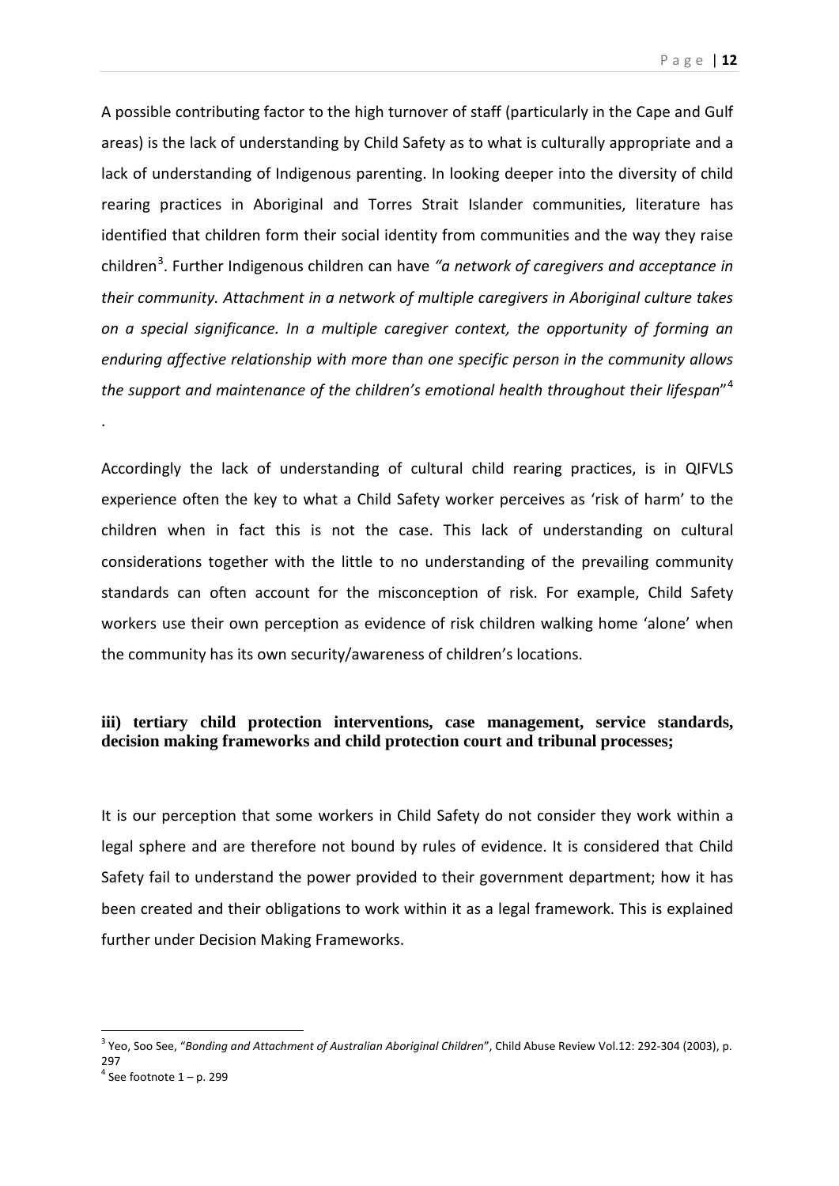A possible contributing factor to the high turnover of staff (particularly in the Cape and Gulf areas) is the lack of understanding by Child Safety as to what is culturally appropriate and a lack of understanding of Indigenous parenting. In looking deeper into the diversity of child rearing practices in Aboriginal and Torres Strait Islander communities, literature has identified that children form their social identity from communities and the way they raise children[3]. Further Indigenous children can have *"a network of caregivers and acceptance in their community. Attachment in a network of multiple caregivers in Aboriginal culture takes on a special significance. In a multiple caregiver context, the opportunity of forming an enduring affective relationship with more than one specific person in the community allows the support and maintenance of the children's emotional health throughout their lifespan*"[4]

.

Accordingly the lack of understanding of cultural child rearing practices, is in QIFVLS experience often the key to what a Child Safety worker perceives as 'risk of harm' to the children when in fact this is not the case. This lack of understanding on cultural considerations together with the little to no understanding of the prevailing community standards can often account for the misconception of risk. For example, Child Safety workers use their own perception as evidence of risk children walking home 'alone' when the community has its own security/awareness of children's locations.

### iii) tertiary child protection interventions, case management, service standards, decision making frameworks and child protection court and tribunal processes;

It is our perception that some workers in Child Safety do not consider they work within a legal sphere and are therefore not bound by rules of evidence. It is considered that Child Safety fail to understand the power provided to their government department; how it has been created and their obligations to work within it as a legal framework. This is explained further under Decision Making Frameworks.

---

[3] Yeo, Soo See, "*Bonding and Attachment of Australian Aboriginal Children*", Child Abuse Review Vol.12: 292-304 (2003), p. 297

[4] See footnote 1 – p. 299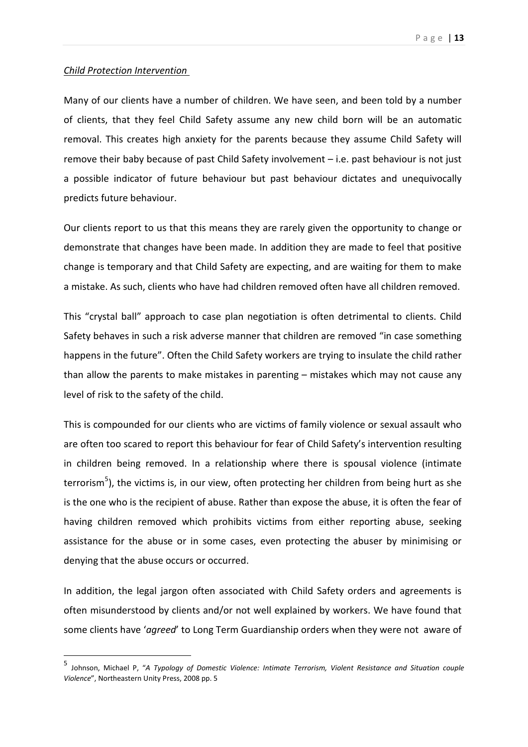*Child Protection Intervention*

Many of our clients have a number of children. We have seen, and been told by a number of clients, that they feel Child Safety assume any new child born will be an automatic removal. This creates high anxiety for the parents because they assume Child Safety will remove their baby because of past Child Safety involvement – i.e. past behaviour is not just a possible indicator of future behaviour but past behaviour dictates and unequivocally predicts future behaviour.

Our clients report to us that this means they are rarely given the opportunity to change or demonstrate that changes have been made. In addition they are made to feel that positive change is temporary and that Child Safety are expecting, and are waiting for them to make a mistake. As such, clients who have had children removed often have all children removed.

This "crystal ball" approach to case plan negotiation is often detrimental to clients. Child Safety behaves in such a risk adverse manner that children are removed "in case something happens in the future". Often the Child Safety workers are trying to insulate the child rather than allow the parents to make mistakes in parenting – mistakes which may not cause any level of risk to the safety of the child.

This is compounded for our clients who are victims of family violence or sexual assault who are often too scared to report this behaviour for fear of Child Safety's intervention resulting in children being removed. In a relationship where there is spousal violence (intimate terrorism[5]), the victims is, in our view, often protecting her children from being hurt as she is the one who is the recipient of abuse. Rather than expose the abuse, it is often the fear of having children removed which prohibits victims from either reporting abuse, seeking assistance for the abuse or in some cases, even protecting the abuser by minimising or denying that the abuse occurs or occurred.

In addition, the legal jargon often associated with Child Safety orders and agreements is often misunderstood by clients and/or not well explained by workers. We have found that some clients have '*agreed*' to Long Term Guardianship orders when they were not aware of

---

[5] Johnson, Michael P, "*A Typology of Domestic Violence: Intimate Terrorism, Violent Resistance and Situation couple Violence*", Northeastern Unity Press, 2008 pp. 5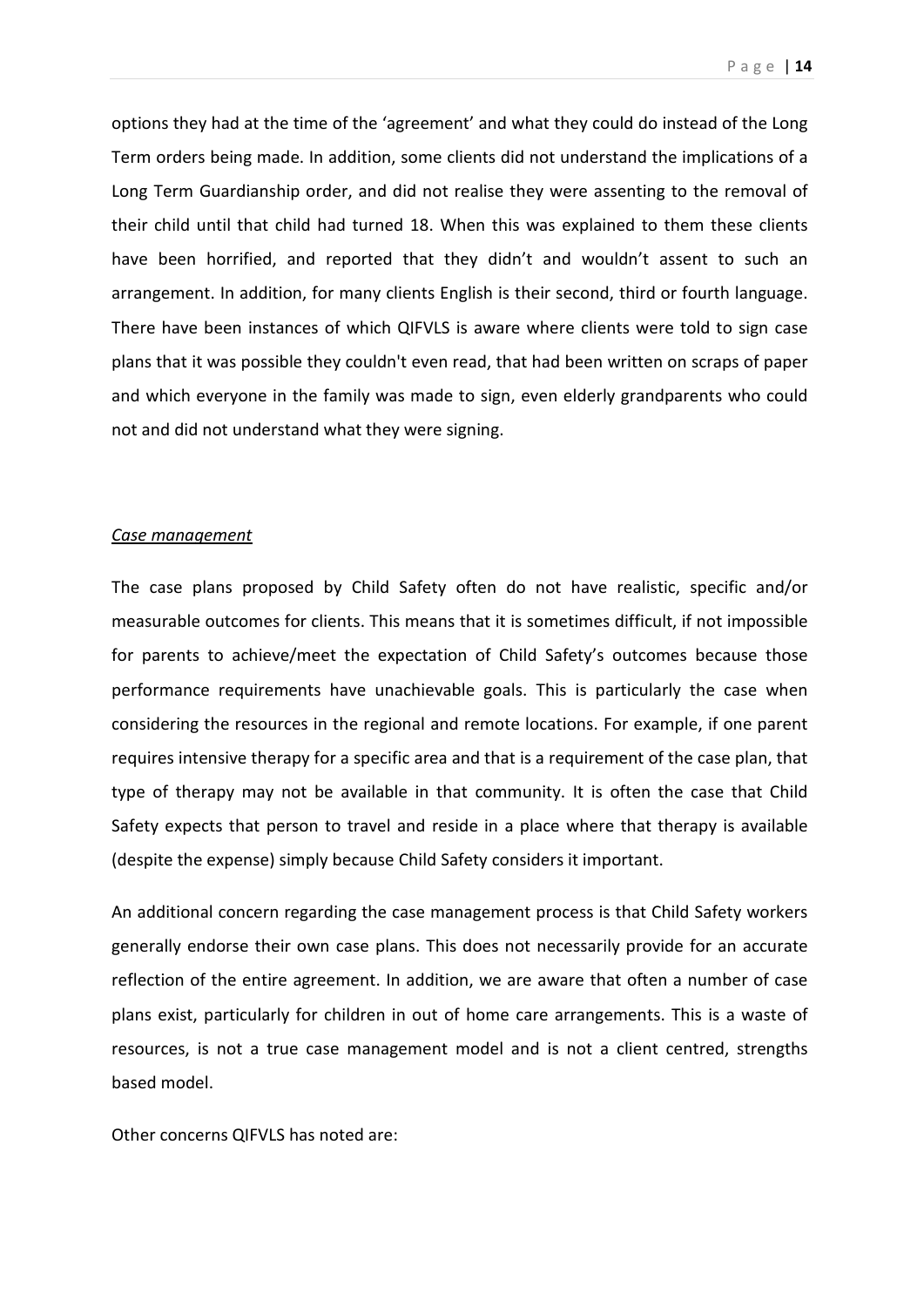options they had at the time of the 'agreement' and what they could do instead of the Long Term orders being made. In addition, some clients did not understand the implications of a Long Term Guardianship order, and did not realise they were assenting to the removal of their child until that child had turned 18. When this was explained to them these clients have been horrified, and reported that they didn't and wouldn't assent to such an arrangement. In addition, for many clients English is their second, third or fourth language. There have been instances of which QIFVLS is aware where clients were told to sign case plans that it was possible they couldn't even read, that had been written on scraps of paper and which everyone in the family was made to sign, even elderly grandparents who could not and did not understand what they were signing.

*<u>Case management</u>*

The case plans proposed by Child Safety often do not have realistic, specific and/or measurable outcomes for clients. This means that it is sometimes difficult, if not impossible for parents to achieve/meet the expectation of Child Safety's outcomes because those performance requirements have unachievable goals. This is particularly the case when considering the resources in the regional and remote locations. For example, if one parent requires intensive therapy for a specific area and that is a requirement of the case plan, that type of therapy may not be available in that community. It is often the case that Child Safety expects that person to travel and reside in a place where that therapy is available (despite the expense) simply because Child Safety considers it important.

An additional concern regarding the case management process is that Child Safety workers generally endorse their own case plans. This does not necessarily provide for an accurate reflection of the entire agreement. In addition, we are aware that often a number of case plans exist, particularly for children in out of home care arrangements. This is a waste of resources, is not a true case management model and is not a client centred, strengths based model.

Other concerns QIFVLS has noted are: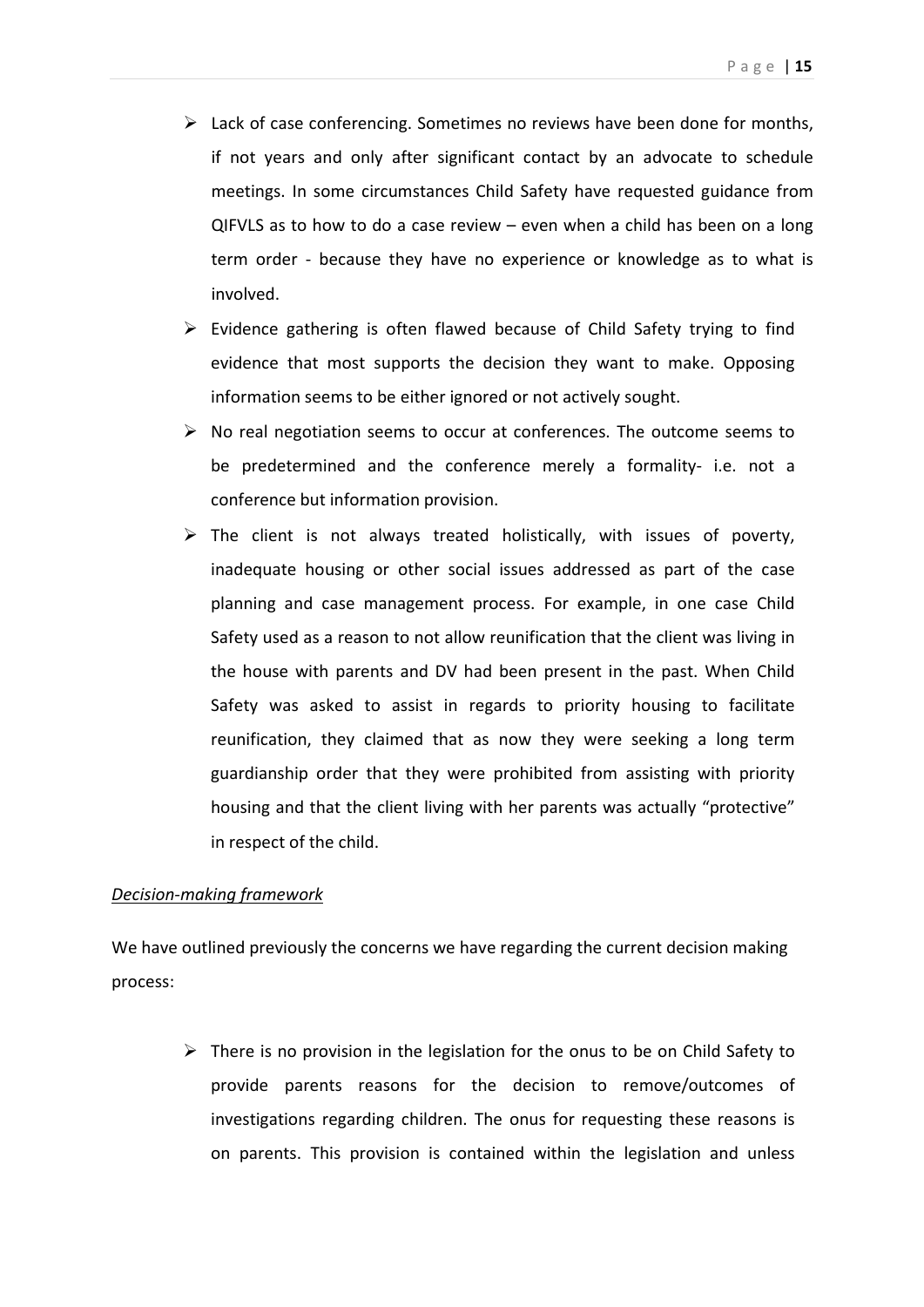- Lack of case conferencing. Sometimes no reviews have been done for months, if not years and only after significant contact by an advocate to schedule meetings. In some circumstances Child Safety have requested guidance from QIFVLS as to how to do a case review – even when a child has been on a long term order - because they have no experience or knowledge as to what is involved.
- Evidence gathering is often flawed because of Child Safety trying to find evidence that most supports the decision they want to make. Opposing information seems to be either ignored or not actively sought.
- No real negotiation seems to occur at conferences. The outcome seems to be predetermined and the conference merely a formality- i.e. not a conference but information provision.
- The client is not always treated holistically, with issues of poverty, inadequate housing or other social issues addressed as part of the case planning and case management process. For example, in one case Child Safety used as a reason to not allow reunification that the client was living in the house with parents and DV had been present in the past. When Child Safety was asked to assist in regards to priority housing to facilitate reunification, they claimed that as now they were seeking a long term guardianship order that they were prohibited from assisting with priority housing and that the client living with her parents was actually "protective" in respect of the child.

*Decision-making framework*

We have outlined previously the concerns we have regarding the current decision making process:

- There is no provision in the legislation for the onus to be on Child Safety to provide parents reasons for the decision to remove/outcomes of investigations regarding children. The onus for requesting these reasons is on parents. This provision is contained within the legislation and unless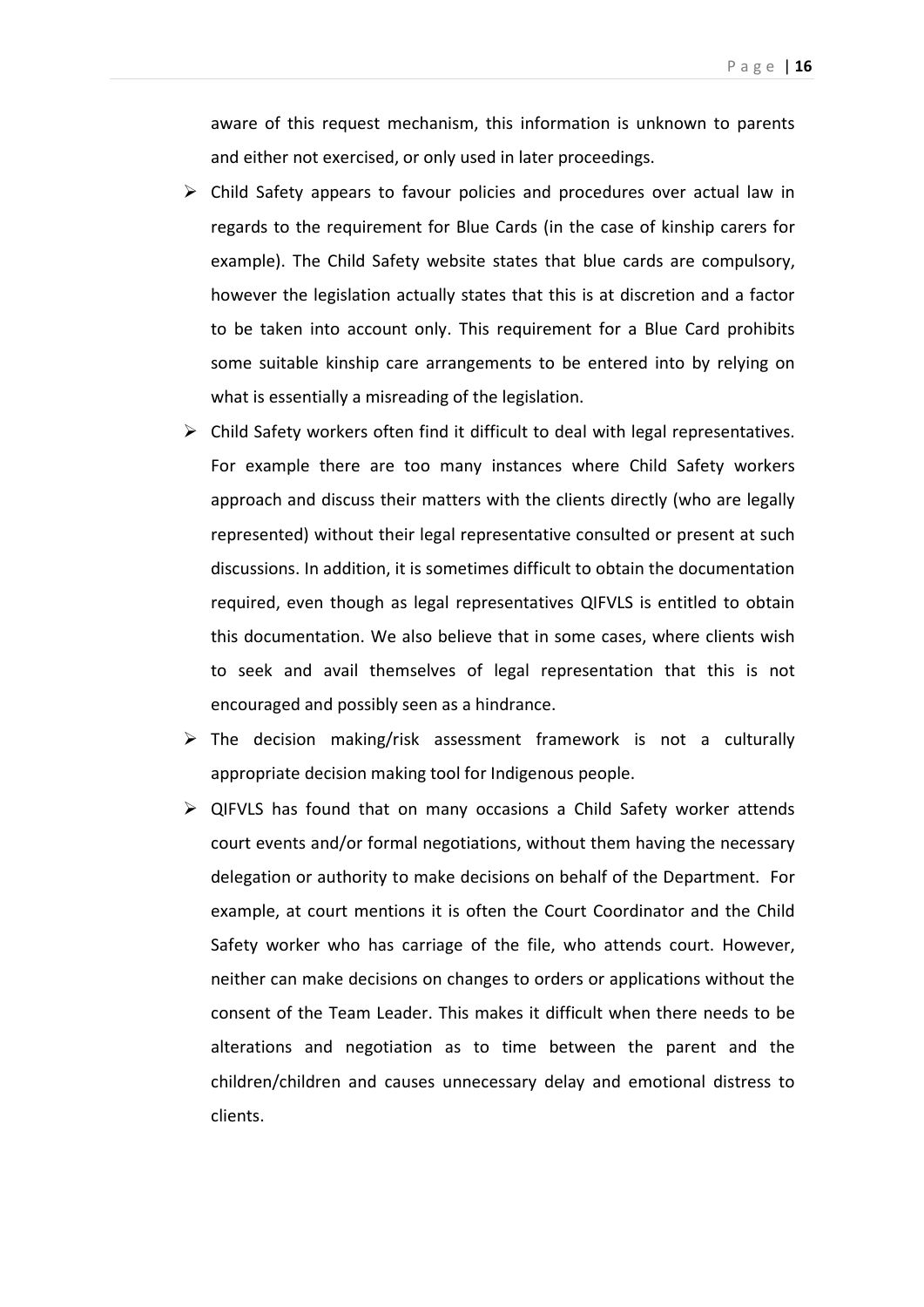aware of this request mechanism, this information is unknown to parents and either not exercised, or only used in later proceedings.

- Child Safety appears to favour policies and procedures over actual law in regards to the requirement for Blue Cards (in the case of kinship carers for example). The Child Safety website states that blue cards are compulsory, however the legislation actually states that this is at discretion and a factor to be taken into account only. This requirement for a Blue Card prohibits some suitable kinship care arrangements to be entered into by relying on what is essentially a misreading of the legislation.
- Child Safety workers often find it difficult to deal with legal representatives. For example there are too many instances where Child Safety workers approach and discuss their matters with the clients directly (who are legally represented) without their legal representative consulted or present at such discussions. In addition, it is sometimes difficult to obtain the documentation required, even though as legal representatives QIFVLS is entitled to obtain this documentation. We also believe that in some cases, where clients wish to seek and avail themselves of legal representation that this is not encouraged and possibly seen as a hindrance.
- The decision making/risk assessment framework is not a culturally appropriate decision making tool for Indigenous people.
- QIFVLS has found that on many occasions a Child Safety worker attends court events and/or formal negotiations, without them having the necessary delegation or authority to make decisions on behalf of the Department. For example, at court mentions it is often the Court Coordinator and the Child Safety worker who has carriage of the file, who attends court. However, neither can make decisions on changes to orders or applications without the consent of the Team Leader. This makes it difficult when there needs to be alterations and negotiation as to time between the parent and the children/children and causes unnecessary delay and emotional distress to clients.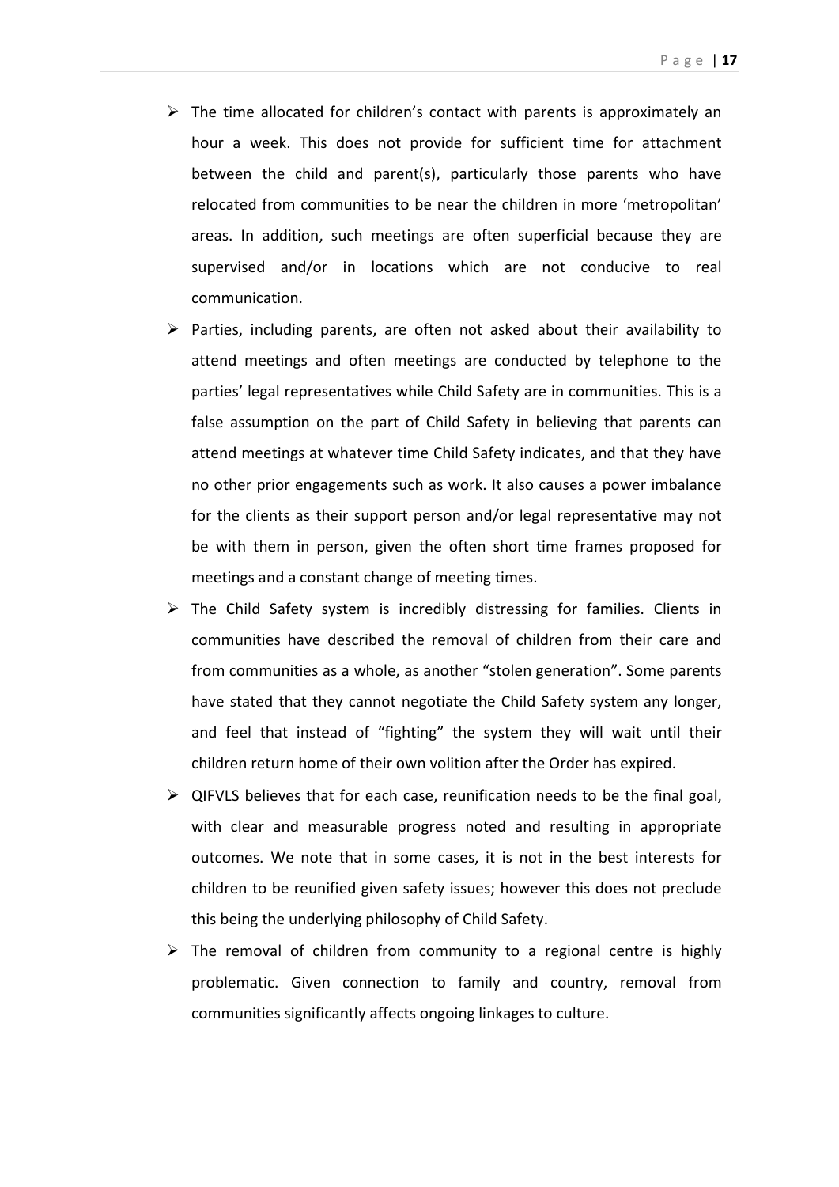- The time allocated for children's contact with parents is approximately an hour a week. This does not provide for sufficient time for attachment between the child and parent(s), particularly those parents who have relocated from communities to be near the children in more 'metropolitan' areas. In addition, such meetings are often superficial because they are supervised and/or in locations which are not conducive to real communication.
- Parties, including parents, are often not asked about their availability to attend meetings and often meetings are conducted by telephone to the parties' legal representatives while Child Safety are in communities. This is a false assumption on the part of Child Safety in believing that parents can attend meetings at whatever time Child Safety indicates, and that they have no other prior engagements such as work. It also causes a power imbalance for the clients as their support person and/or legal representative may not be with them in person, given the often short time frames proposed for meetings and a constant change of meeting times.
- The Child Safety system is incredibly distressing for families. Clients in communities have described the removal of children from their care and from communities as a whole, as another "stolen generation". Some parents have stated that they cannot negotiate the Child Safety system any longer, and feel that instead of "fighting" the system they will wait until their children return home of their own volition after the Order has expired.
- QIFVLS believes that for each case, reunification needs to be the final goal, with clear and measurable progress noted and resulting in appropriate outcomes. We note that in some cases, it is not in the best interests for children to be reunified given safety issues; however this does not preclude this being the underlying philosophy of Child Safety.
- The removal of children from community to a regional centre is highly problematic. Given connection to family and country, removal from communities significantly affects ongoing linkages to culture.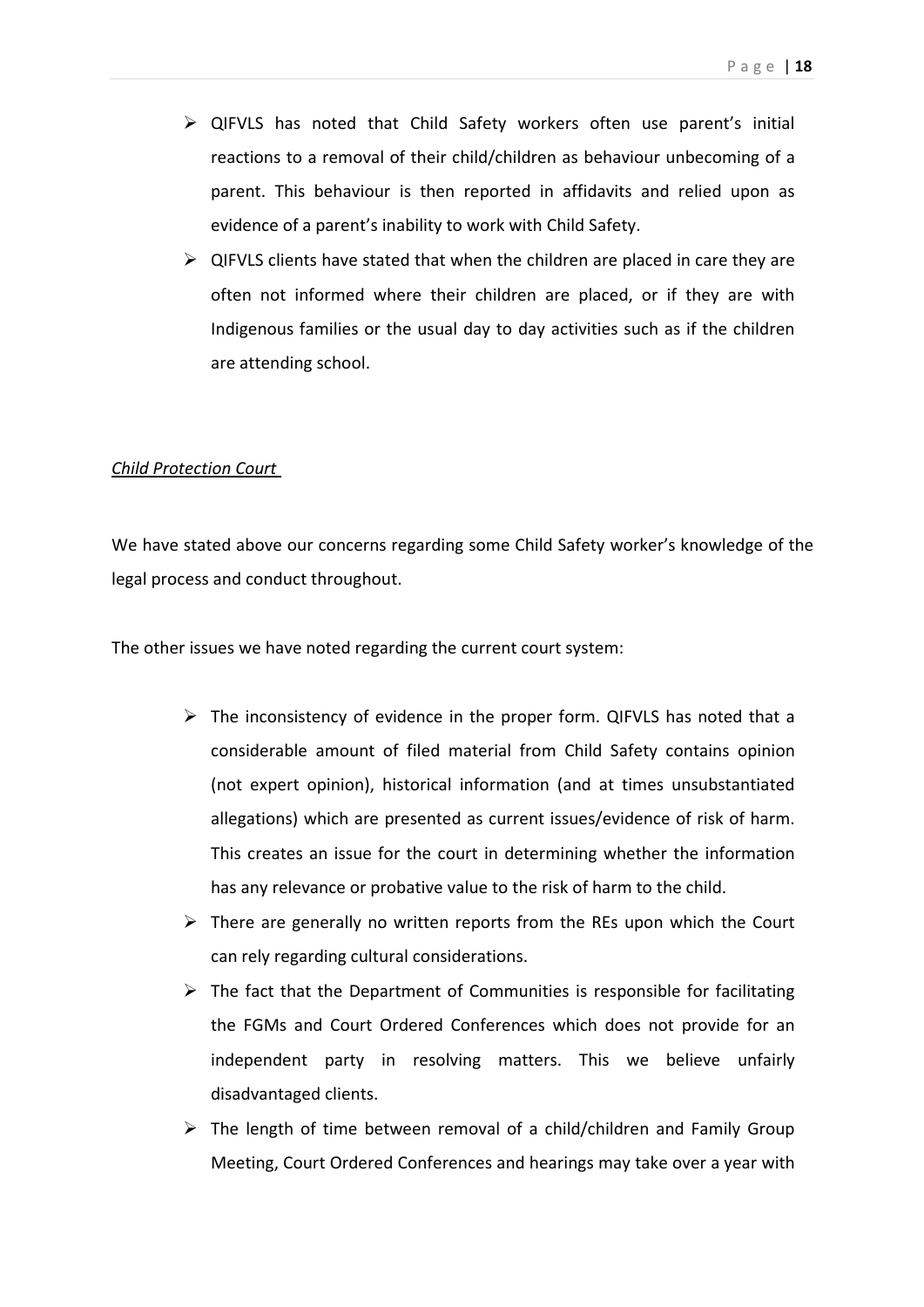- QIFVLS has noted that Child Safety workers often use parent's initial reactions to a removal of their child/children as behaviour unbecoming of a parent. This behaviour is then reported in affidavits and relied upon as evidence of a parent's inability to work with Child Safety.
- QIFVLS clients have stated that when the children are placed in care they are often not informed where their children are placed, or if they are with Indigenous families or the usual day to day activities such as if the children are attending school.

*Child Protection Court*

We have stated above our concerns regarding some Child Safety worker's knowledge of the legal process and conduct throughout.

The other issues we have noted regarding the current court system:

- The inconsistency of evidence in the proper form. QIFVLS has noted that a considerable amount of filed material from Child Safety contains opinion (not expert opinion), historical information (and at times unsubstantiated allegations) which are presented as current issues/evidence of risk of harm. This creates an issue for the court in determining whether the information has any relevance or probative value to the risk of harm to the child.
- There are generally no written reports from the REs upon which the Court can rely regarding cultural considerations.
- The fact that the Department of Communities is responsible for facilitating the FGMs and Court Ordered Conferences which does not provide for an independent party in resolving matters. This we believe unfairly disadvantaged clients.
- The length of time between removal of a child/children and Family Group Meeting, Court Ordered Conferences and hearings may take over a year with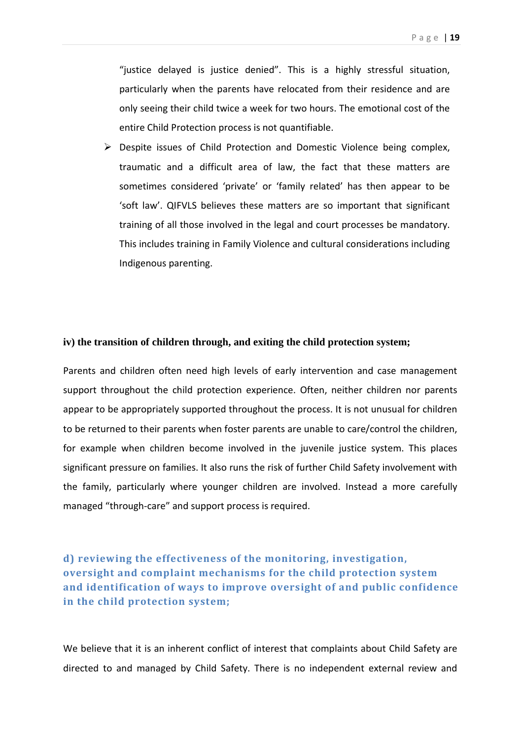"justice delayed is justice denied". This is a highly stressful situation, particularly when the parents have relocated from their residence and are only seeing their child twice a week for two hours. The emotional cost of the entire Child Protection process is not quantifiable.

- Despite issues of Child Protection and Domestic Violence being complex, traumatic and a difficult area of law, the fact that these matters are sometimes considered 'private' or 'family related' has then appear to be 'soft law'. QIFVLS believes these matters are so important that significant training of all those involved in the legal and court processes be mandatory. This includes training in Family Violence and cultural considerations including Indigenous parenting.

### iv) the transition of children through, and exiting the child protection system;

Parents and children often need high levels of early intervention and case management support throughout the child protection experience. Often, neither children nor parents appear to be appropriately supported throughout the process. It is not unusual for children to be returned to their parents when foster parents are unable to care/control the children, for example when children become involved in the juvenile justice system. This places significant pressure on families. It also runs the risk of further Child Safety involvement with the family, particularly where younger children are involved. Instead a more carefully managed "through-care" and support process is required.

## d) reviewing the effectiveness of the monitoring, investigation, oversight and complaint mechanisms for the child protection system and identification of ways to improve oversight of and public confidence in the child protection system;

We believe that it is an inherent conflict of interest that complaints about Child Safety are directed to and managed by Child Safety. There is no independent external review and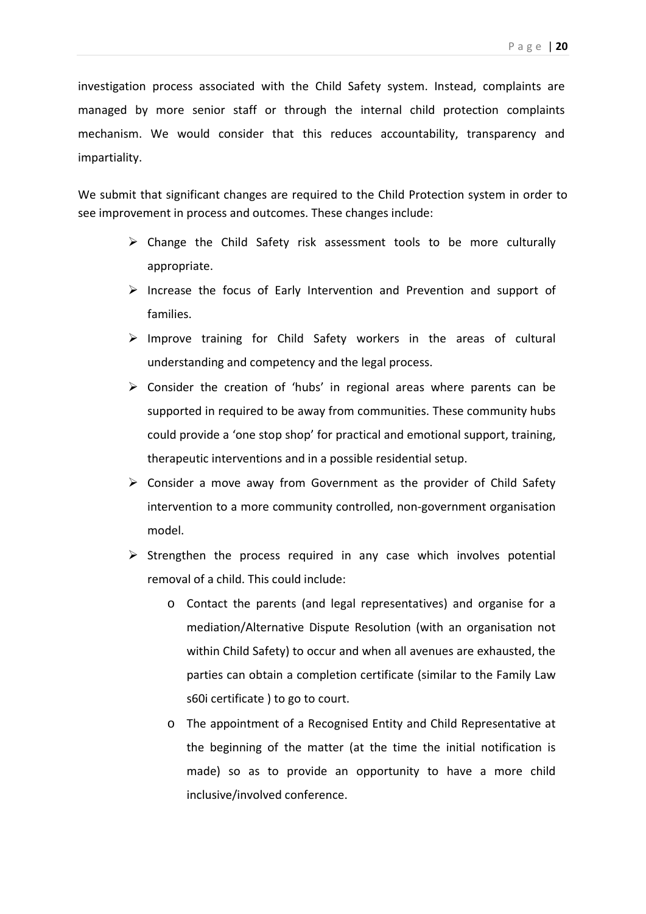investigation process associated with the Child Safety system. Instead, complaints are managed by more senior staff or through the internal child protection complaints mechanism. We would consider that this reduces accountability, transparency and impartiality.

We submit that significant changes are required to the Child Protection system in order to see improvement in process and outcomes. These changes include:

- Change the Child Safety risk assessment tools to be more culturally appropriate.
- Increase the focus of Early Intervention and Prevention and support of families.
- Improve training for Child Safety workers in the areas of cultural understanding and competency and the legal process.
- Consider the creation of 'hubs' in regional areas where parents can be supported in required to be away from communities. These community hubs could provide a 'one stop shop' for practical and emotional support, training, therapeutic interventions and in a possible residential setup.
- Consider a move away from Government as the provider of Child Safety intervention to a more community controlled, non-government organisation model.
- Strengthen the process required in any case which involves potential removal of a child. This could include:
  - Contact the parents (and legal representatives) and organise for a mediation/Alternative Dispute Resolution (with an organisation not within Child Safety) to occur and when all avenues are exhausted, the parties can obtain a completion certificate (similar to the Family Law s60i certificate ) to go to court.
  - The appointment of a Recognised Entity and Child Representative at the beginning of the matter (at the time the initial notification is made) so as to provide an opportunity to have a more child inclusive/involved conference.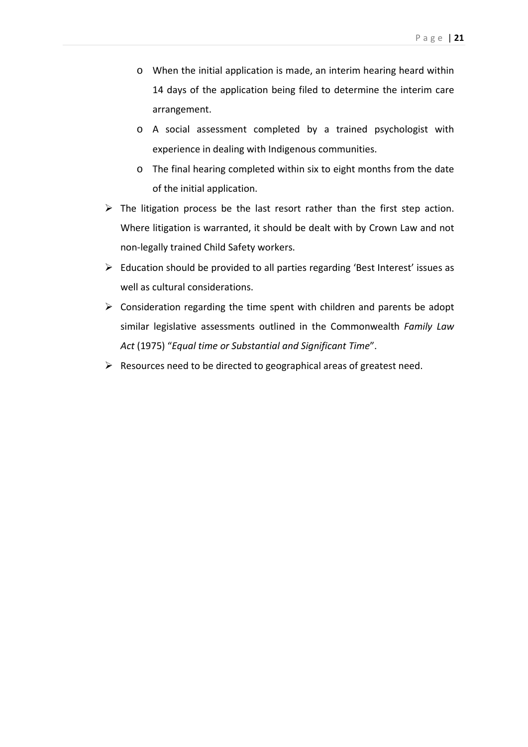- When the initial application is made, an interim hearing heard within 14 days of the application being filed to determine the interim care arrangement.
  - A social assessment completed by a trained psychologist with experience in dealing with Indigenous communities.
  - The final hearing completed within six to eight months from the date of the initial application.
- The litigation process be the last resort rather than the first step action. Where litigation is warranted, it should be dealt with by Crown Law and not non-legally trained Child Safety workers.
- Education should be provided to all parties regarding 'Best Interest' issues as well as cultural considerations.
- Consideration regarding the time spent with children and parents be adopt similar legislative assessments outlined in the Commonwealth *Family Law Act* (1975) "*Equal time or Substantial and Significant Time*".
- Resources need to be directed to geographical areas of greatest need.